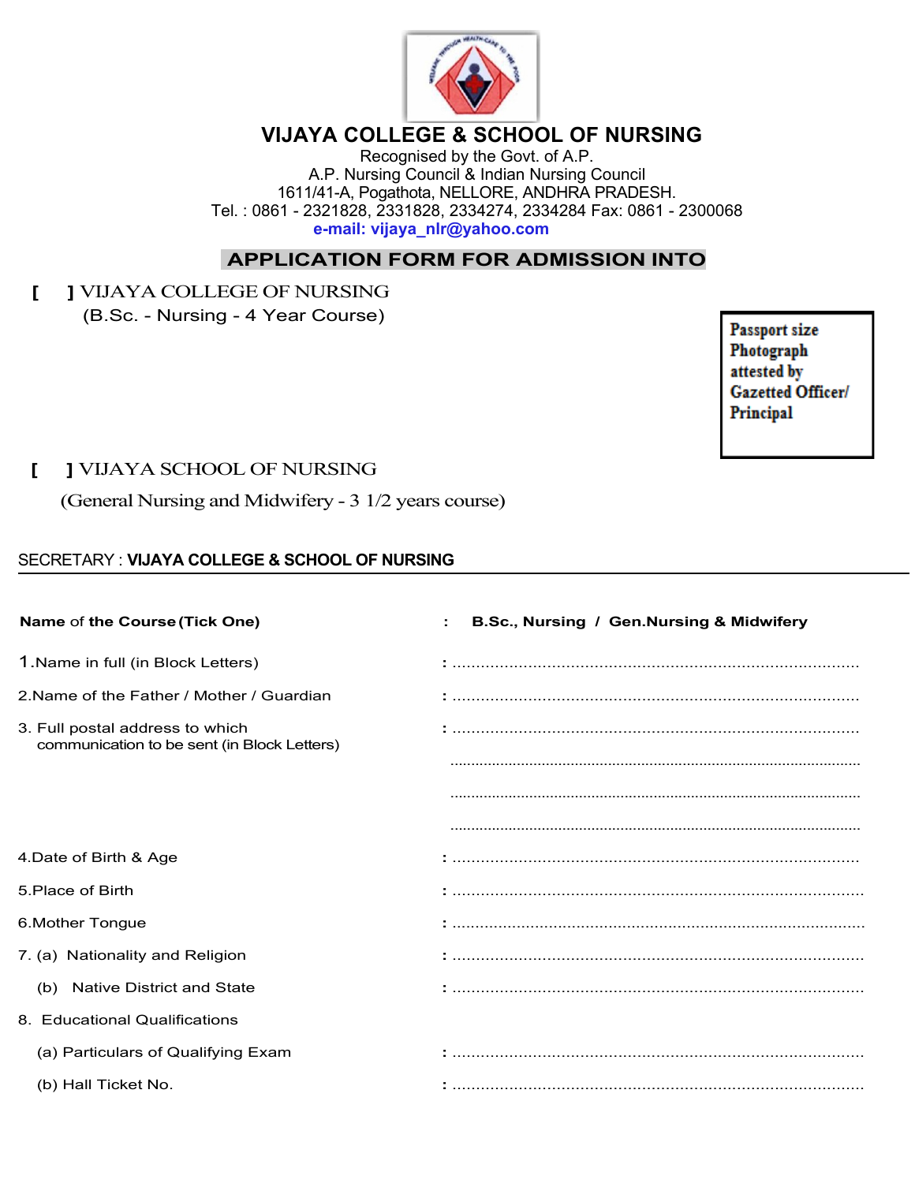# VIJAYA COLLEGE & SCHOOL OF NURSING

Recognised by the Govt. of A.P.
A.P. Nursing Council & Indian Nursing Council
1611/41-A, Pogathota, NELLORE, ANDHRA PRADESH.
Tel. : 0861 - 2321828, 2331828, 2334274, 2334284 Fax: 0861 - 2300068
**e-mail: vijaya_nlr@yahoo.com**

## APPLICATION FORM FOR ADMISSION INTO

[ ] VIJAYA COLLEGE OF NURSING
(B.Sc. - Nursing - 4 Year Course)

Passport size Photograph attested by Gazetted Officer/ Principal

[ ] VIJAYA SCHOOL OF NURSING
(General Nursing and Midwifery - 3 1/2 years course)

SECRETARY : **VIJAYA COLLEGE & SCHOOL OF NURSING**

---

**Name** of **the Course (Tick One)** : **B.Sc., Nursing / Gen.Nursing & Midwifery**

1.Name in full (in Block Letters) : ..........................................................................

2.Name of the Father / Mother / Guardian : ..........................................................................

3. Full postal address to which communication to be sent (in Block Letters) : ..........................................................................

..........................................................................

..........................................................................

..........................................................................

4.Date of Birth & Age : ..........................................................................

5.Place of Birth : ..........................................................................

6.Mother Tongue : ..........................................................................

7. (a) Nationality and Religion : ..........................................................................

(b) Native District and State : ..........................................................................

8. Educational Qualifications

(a) Particulars of Qualifying Exam : ..........................................................................

(b) Hall Ticket No. : ..........................................................................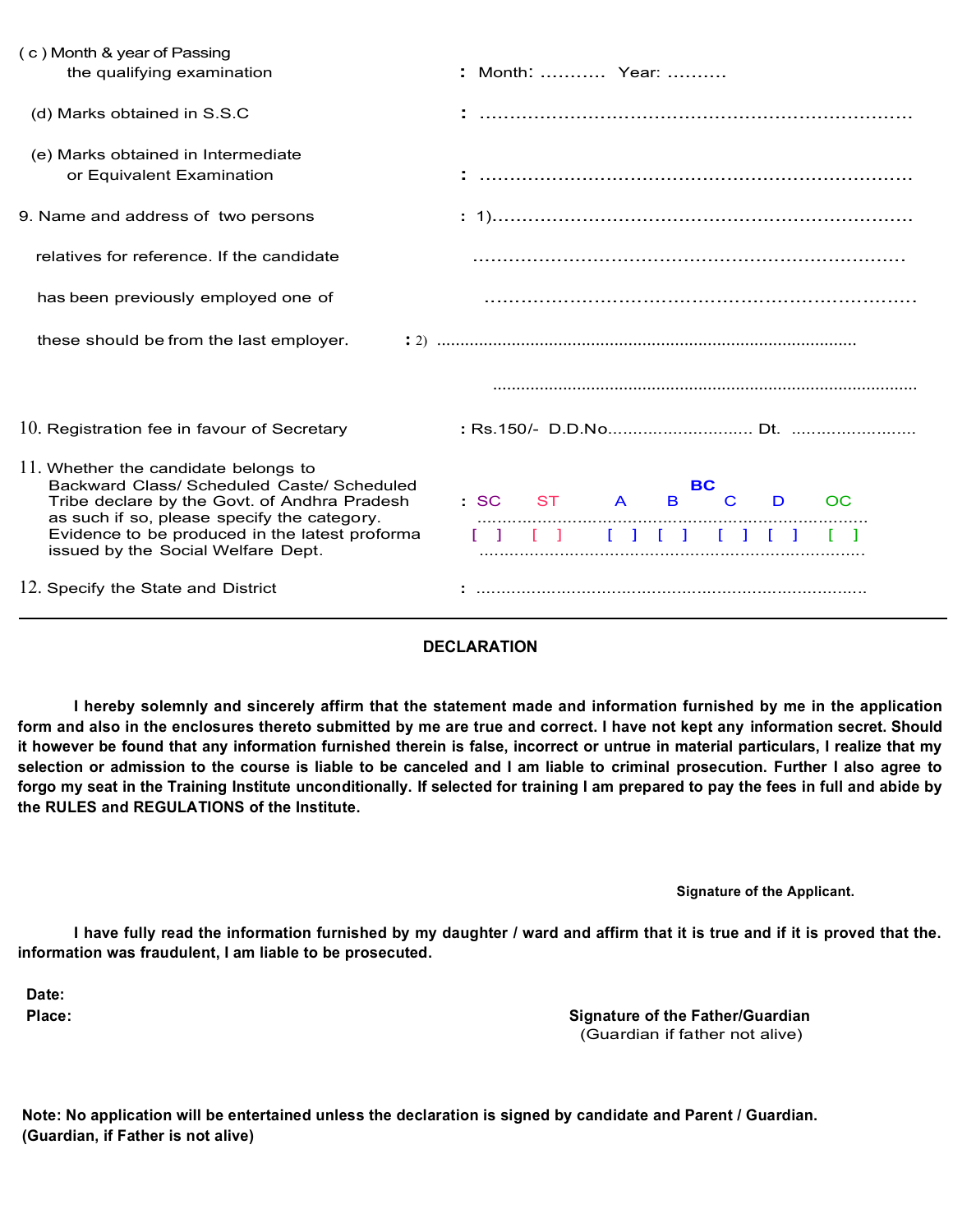( c ) Month & year of Passing the qualifying examination : Month: ........... Year: ..........

(d) Marks obtained in S.S.C : ..........................................................................

(e) Marks obtained in Intermediate or Equivalent Examination : ..........................................................................

9. Name and address of two persons relatives for reference. If the candidate has been previously employed one of these should be from the last employer. : 1)..........................................................................

..........................................................................

..........................................................................

: 2) ..........................................................................

..........................................................................

10. Registration fee in favour of Secretary : Rs.150/- D.D.No............................. Dt. .........................

11. Whether the candidate belongs to Backward Class/ Scheduled Caste/ Scheduled Tribe declare by the Govt. of Andhra Pradesh as such if so, please specify the category. Evidence to be produced in the latest proforma issued by the Social Welfare Dept.

| SC | ST | BC A | BC B | BC C | BC D | OC |
|---|---|---|---|---|---|---|
| [ ] | [ ] | [ ] | [ ] | [ ] | [ ] | [ ] |

..........................................................................

12. Specify the State and District : ..........................................................................

---

**DECLARATION**

**I hereby solemnly and sincerely affirm that the statement made and information furnished by me in the application form and also in the enclosures thereto submitted by me are true and correct. I have not kept any information secret. Should it however be found that any information furnished therein is false, incorrect or untrue in material particulars, I realize that my selection or admission to the course is liable to be canceled and I am liable to criminal prosecution. Further I also agree to forgo my seat in the Training Institute unconditionally. If selected for training I am prepared to pay the fees in full and abide by the RULES and REGULATIONS of the Institute.**

**Signature of the Applicant.**

**I have fully read the information furnished by my daughter / ward and affirm that it is true and if it is proved that the. information was fraudulent, I am liable to be prosecuted.**

**Date:**

**Place:**

**Signature of the Father/Guardian**
(Guardian if father not alive)

**Note: No application will be entertained unless the declaration is signed by candidate and Parent / Guardian. (Guardian, if Father is not alive)**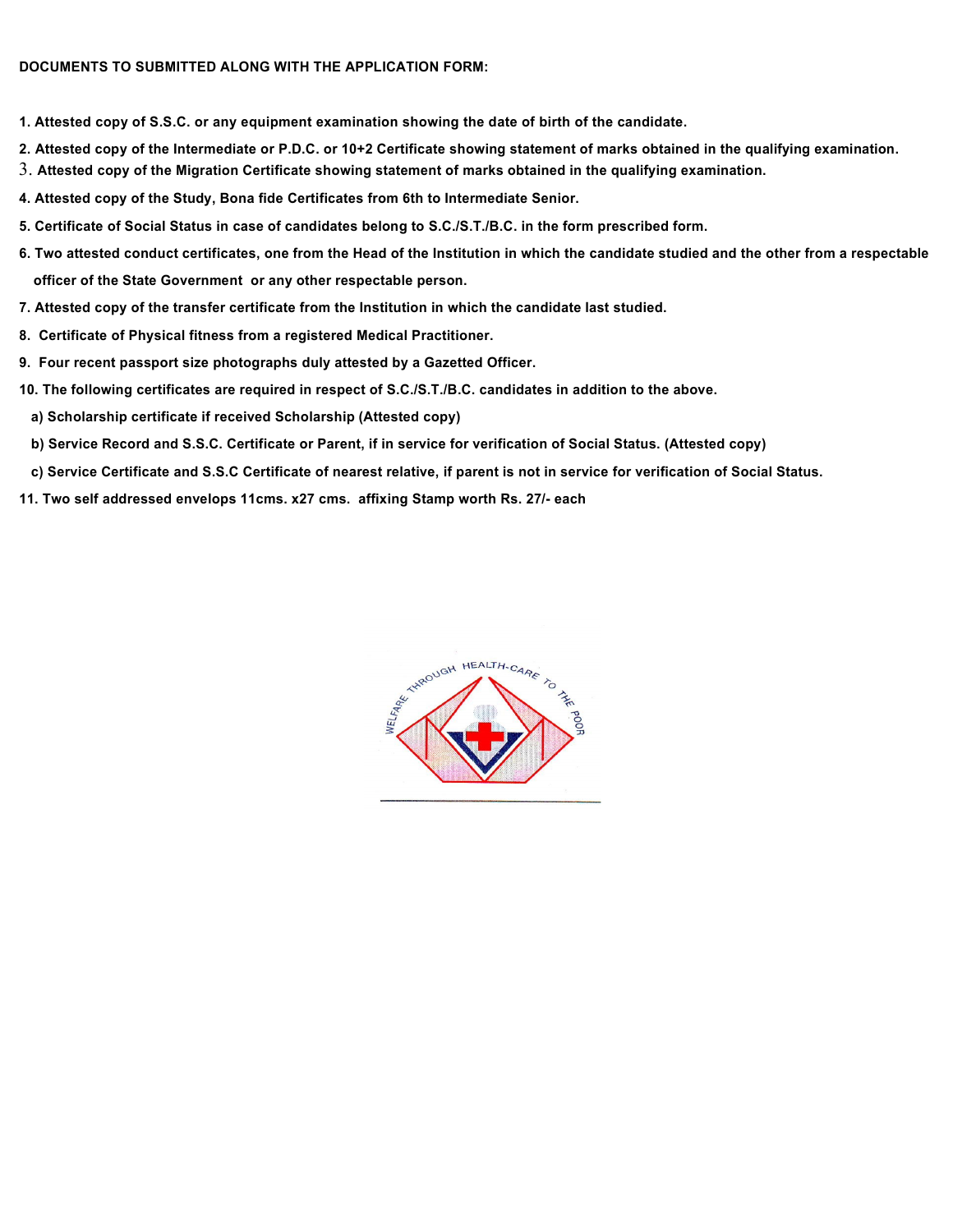**DOCUMENTS TO SUBMITTED ALONG WITH THE APPLICATION FORM:**

1. **Attested copy of S.S.C. or any equipment examination showing the date of birth of the candidate.**
2. **Attested copy of the Intermediate or P.D.C. or 10+2 Certificate showing statement of marks obtained in the qualifying examination.**
3. **Attested copy of the Migration Certificate showing statement of marks obtained in the qualifying examination.**
4. **Attested copy of the Study, Bona fide Certificates from 6th to Intermediate Senior.**
5. **Certificate of Social Status in case of candidates belong to S.C./S.T./B.C. in the form prescribed form.**
6. **Two attested conduct certificates, one from the Head of the Institution in which the candidate studied and the other from a respectable officer of the State Government or any other respectable person.**
7. **Attested copy of the transfer certificate from the Institution in which the candidate last studied.**
8. **Certificate of Physical fitness from a registered Medical Practitioner.**
9. **Four recent passport size photographs duly attested by a Gazetted Officer.**
10. **The following certificates are required in respect of S.C./S.T./B.C. candidates in addition to the above.**
    - **a) Scholarship certificate if received Scholarship (Attested copy)**
    - **b) Service Record and S.S.C. Certificate or Parent, if in service for verification of Social Status. (Attested copy)**
    - **c) Service Certificate and S.S.C Certificate of nearest relative, if parent is not in service for verification of Social Status.**
11. **Two self addressed envelops 11cms. x27 cms. affixing Stamp worth Rs. 27/- each**

WELFARE THROUGH HEALTH-CARE TO THE POOR